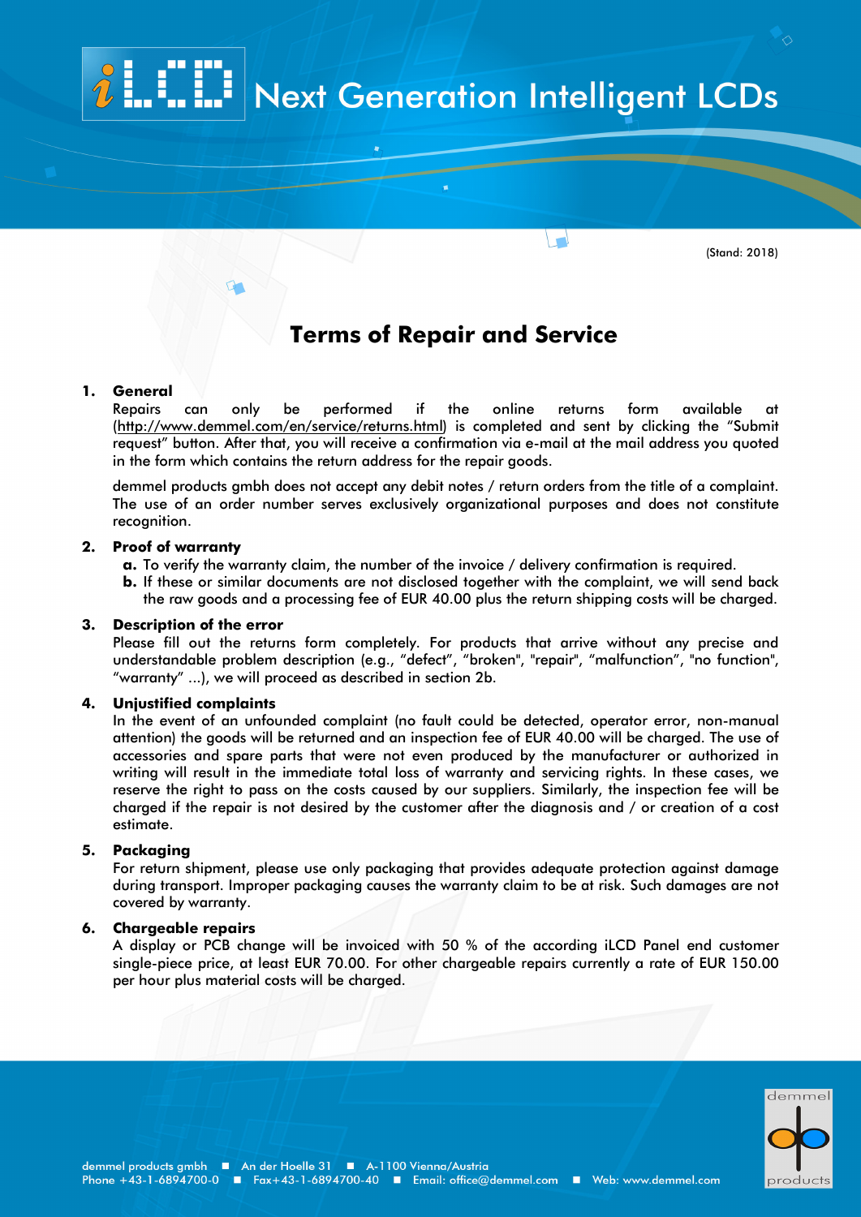Next Generation Intelligent LCDs

(Stand: 2018)

# Terms of Repair and Service

**1. General**

Repairs can only be performed if the online returns form available at (http://www.demmel.com/en/service/returns.html) is completed and sent by clicking the "Submit request" button. After that, you will receive a confirmation via e-mail at the mail address you quoted in the form which contains the return address for the repair goods.

demmel products gmbh does not accept any debit notes / return orders from the title of a complaint. The use of an order number serves exclusively organizational purposes and does not constitute recognition.

**2. Proof of warranty**

- **a.** To verify the warranty claim, the number of the invoice / delivery confirmation is required.
- **b.** If these or similar documents are not disclosed together with the complaint, we will send back the raw goods and a processing fee of EUR 40.00 plus the return shipping costs will be charged.

**3. Description of the error**

Please fill out the returns form completely. For products that arrive without any precise and understandable problem description (e.g., "defect", "broken", "repair", "malfunction", "no function", "warranty" ...), we will proceed as described in section 2b.

**4. Unjustified complaints**

In the event of an unfounded complaint (no fault could be detected, operator error, non-manual attention) the goods will be returned and an inspection fee of EUR 40.00 will be charged. The use of accessories and spare parts that were not even produced by the manufacturer or authorized in writing will result in the immediate total loss of warranty and servicing rights. In these cases, we reserve the right to pass on the costs caused by our suppliers. Similarly, the inspection fee will be charged if the repair is not desired by the customer after the diagnosis and / or creation of a cost estimate.

**5. Packaging**

For return shipment, please use only packaging that provides adequate protection against damage during transport. Improper packaging causes the warranty claim to be at risk. Such damages are not covered by warranty.

**6. Chargeable repairs**

A display or PCB change will be invoiced with 50 % of the according iLCD Panel end customer single-piece price, at least EUR 70.00. For other chargeable repairs currently a rate of EUR 150.00 per hour plus material costs will be charged.

demmel products gmbh ■ An der Hoelle 31 ■ A-1100 Vienna/Austria
Phone +43-1-6894700-0 ■ Fax+43-1-6894700-40 ■ Email: office@demmel.com ■ Web: www.demmel.com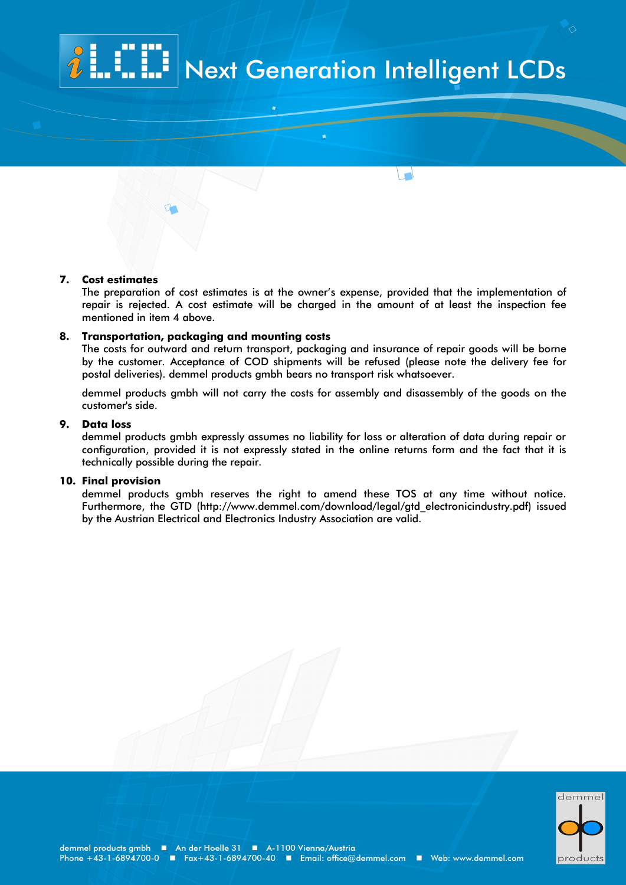7. **Cost estimates**
   The preparation of cost estimates is at the owner's expense, provided that the implementation of repair is rejected. A cost estimate will be charged in the amount of at least the inspection fee mentioned in item 4 above.

8. **Transportation, packaging and mounting costs**
   The costs for outward and return transport, packaging and insurance of repair goods will be borne by the customer. Acceptance of COD shipments will be refused (please note the delivery fee for postal deliveries). demmel products gmbh bears no transport risk whatsoever.

   demmel products gmbh will not carry the costs for assembly and disassembly of the goods on the customer's side.

9. **Data loss**
   demmel products gmbh expressly assumes no liability for loss or alteration of data during repair or configuration, provided it is not expressly stated in the online returns form and the fact that it is technically possible during the repair.

10. **Final provision**
    demmel products gmbh reserves the right to amend these TOS at any time without notice. Furthermore, the GTD (http://www.demmel.com/download/legal/gtd_electronicindustry.pdf) issued by the Austrian Electrical and Electronics Industry Association are valid.